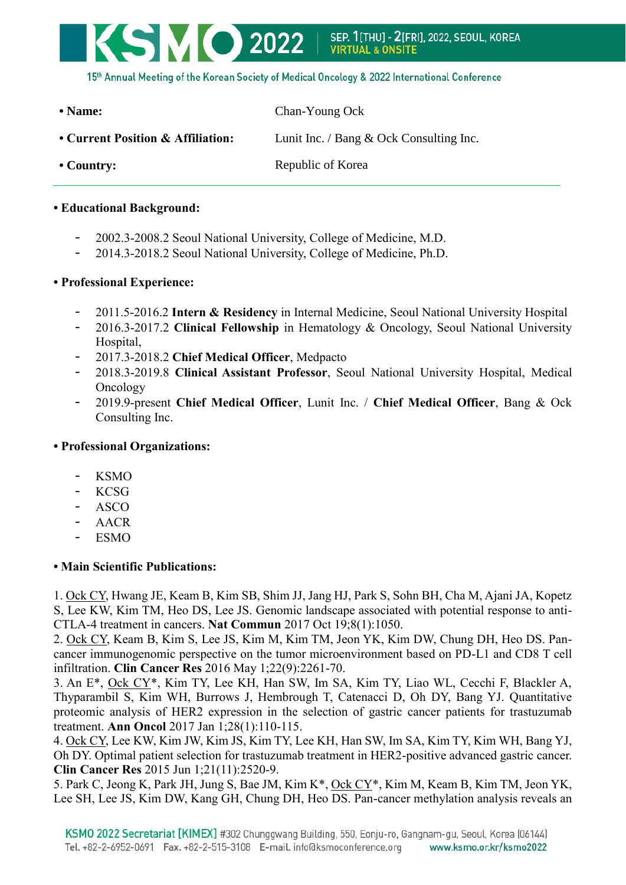- **Name:** Chan-Young Ock
- **Current Position & Affiliation:** Lunit Inc. / Bang & Ock Consulting Inc.
- **Country:** Republic of Korea

---

**• Educational Background:**

- 2002.3-2008.2 Seoul National University, College of Medicine, M.D.
- 2014.3-2018.2 Seoul National University, College of Medicine, Ph.D.

**• Professional Experience:**

- 2011.5-2016.2 **Intern & Residency** in Internal Medicine, Seoul National University Hospital
- 2016.3-2017.2 **Clinical Fellowship** in Hematology & Oncology, Seoul National University Hospital,
- 2017.3-2018.2 **Chief Medical Officer**, Medpacto
- 2018.3-2019.8 **Clinical Assistant Professor**, Seoul National University Hospital, Medical Oncology
- 2019.9-present **Chief Medical Officer**, Lunit Inc. / **Chief Medical Officer**, Bang & Ock Consulting Inc.

**• Professional Organizations:**

- KSMO
- KCSG
- ASCO
- AACR
- ESMO

**• Main Scientific Publications:**

1. Ock CY, Hwang JE, Keam B, Kim SB, Shim JJ, Jang HJ, Park S, Sohn BH, Cha M, Ajani JA, Kopetz S, Lee KW, Kim TM, Heo DS, Lee JS. Genomic landscape associated with potential response to anti-CTLA-4 treatment in cancers. **Nat Commun** 2017 Oct 19;8(1):1050.
2. Ock CY, Keam B, Kim S, Lee JS, Kim M, Kim TM, Jeon YK, Kim DW, Chung DH, Heo DS. Pan-cancer immunogenomic perspective on the tumor microenvironment based on PD-L1 and CD8 T cell infiltration. **Clin Cancer Res** 2016 May 1;22(9):2261-70.
3. An E*, Ock CY*, Kim TY, Lee KH, Han SW, Im SA, Kim TY, Liao WL, Cecchi F, Blackler A, Thyparambil S, Kim WH, Burrows J, Hembrough T, Catenacci D, Oh DY, Bang YJ. Quantitative proteomic analysis of HER2 expression in the selection of gastric cancer patients for trastuzumab treatment. **Ann Oncol** 2017 Jan 1;28(1):110-115.
4. Ock CY, Lee KW, Kim JW, Kim JS, Kim TY, Lee KH, Han SW, Im SA, Kim TY, Kim WH, Bang YJ, Oh DY. Optimal patient selection for trastuzumab treatment in HER2-positive advanced gastric cancer. **Clin Cancer Res** 2015 Jun 1;21(11):2520-9.
5. Park C, Jeong K, Park JH, Jung S, Bae JM, Kim K*, Ock CY*, Kim M, Keam B, Kim TM, Jeon YK, Lee SH, Lee JS, Kim DW, Kang GH, Chung DH, Heo DS. Pan-cancer methylation analysis reveals an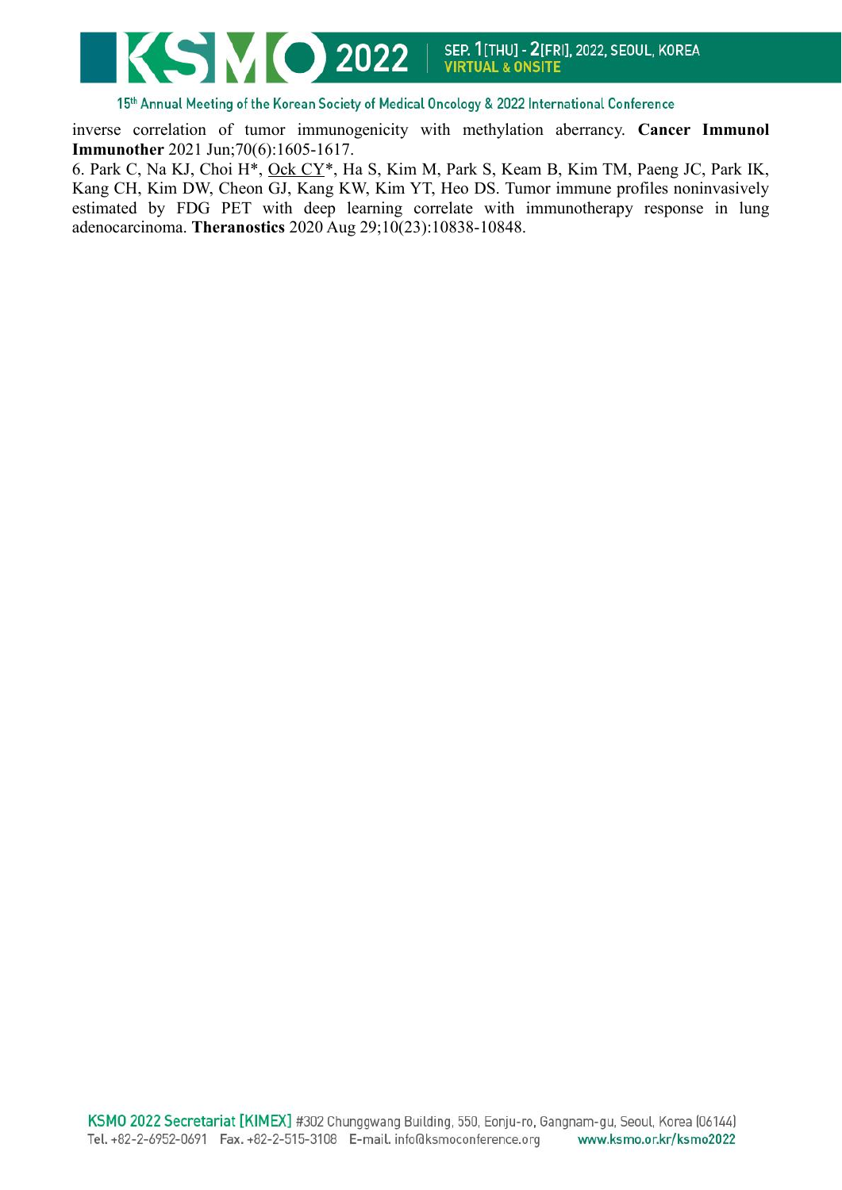inverse correlation of tumor immunogenicity with methylation aberrancy. **Cancer Immunol Immunother** 2021 Jun;70(6):1605-1617.

6. Park C, Na KJ, Choi H*, Ock CY*, Ha S, Kim M, Park S, Keam B, Kim TM, Paeng JC, Park IK, Kang CH, Kim DW, Cheon GJ, Kang KW, Kim YT, Heo DS. Tumor immune profiles noninvasively estimated by FDG PET with deep learning correlate with immunotherapy response in lung adenocarcinoma. **Theranostics** 2020 Aug 29;10(23):10838-10848.